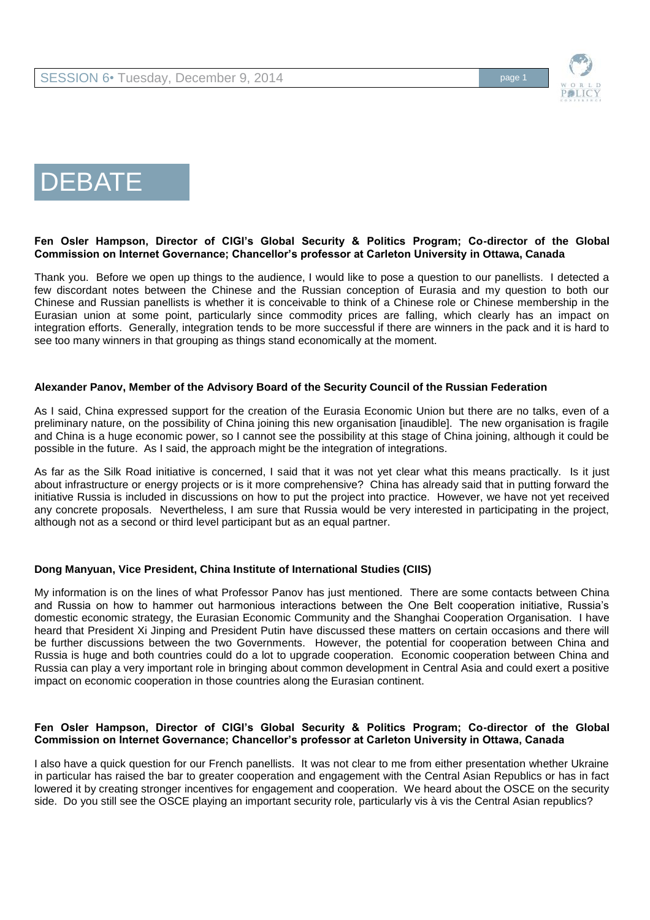# DEBATE

**Fen Osler Hampson, Director of CIGI's Global Security & Politics Program; Co-director of the Global Commission on Internet Governance; Chancellor's professor at Carleton University in Ottawa, Canada**

Thank you. Before we open up things to the audience, I would like to pose a question to our panellists. I detected a few discordant notes between the Chinese and the Russian conception of Eurasia and my question to both our Chinese and Russian panellists is whether it is conceivable to think of a Chinese role or Chinese membership in the Eurasian union at some point, particularly since commodity prices are falling, which clearly has an impact on integration efforts. Generally, integration tends to be more successful if there are winners in the pack and it is hard to see too many winners in that grouping as things stand economically at the moment.

**Alexander Panov, Member of the Advisory Board of the Security Council of the Russian Federation**

As I said, China expressed support for the creation of the Eurasia Economic Union but there are no talks, even of a preliminary nature, on the possibility of China joining this new organisation [inaudible]. The new organisation is fragile and China is a huge economic power, so I cannot see the possibility at this stage of China joining, although it could be possible in the future. As I said, the approach might be the integration of integrations.

As far as the Silk Road initiative is concerned, I said that it was not yet clear what this means practically. Is it just about infrastructure or energy projects or is it more comprehensive? China has already said that in putting forward the initiative Russia is included in discussions on how to put the project into practice. However, we have not yet received any concrete proposals. Nevertheless, I am sure that Russia would be very interested in participating in the project, although not as a second or third level participant but as an equal partner.

**Dong Manyuan, Vice President, China Institute of International Studies (CIIS)**

My information is on the lines of what Professor Panov has just mentioned. There are some contacts between China and Russia on how to hammer out harmonious interactions between the One Belt cooperation initiative, Russia's domestic economic strategy, the Eurasian Economic Community and the Shanghai Cooperation Organisation. I have heard that President Xi Jinping and President Putin have discussed these matters on certain occasions and there will be further discussions between the two Governments. However, the potential for cooperation between China and Russia is huge and both countries could do a lot to upgrade cooperation. Economic cooperation between China and Russia can play a very important role in bringing about common development in Central Asia and could exert a positive impact on economic cooperation in those countries along the Eurasian continent.

**Fen Osler Hampson, Director of CIGI's Global Security & Politics Program; Co-director of the Global Commission on Internet Governance; Chancellor's professor at Carleton University in Ottawa, Canada**

I also have a quick question for our French panellists. It was not clear to me from either presentation whether Ukraine in particular has raised the bar to greater cooperation and engagement with the Central Asian Republics or has in fact lowered it by creating stronger incentives for engagement and cooperation. We heard about the OSCE on the security side. Do you still see the OSCE playing an important security role, particularly vis à vis the Central Asian republics?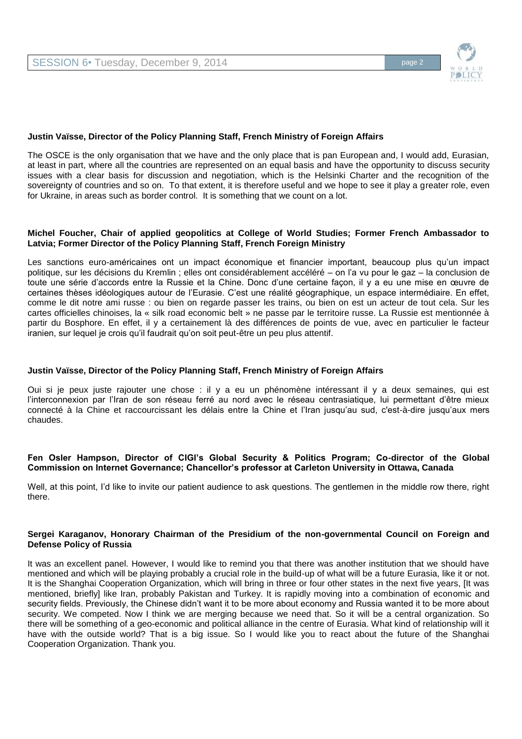**Justin Vaïsse, Director of the Policy Planning Staff, French Ministry of Foreign Affairs**

The OSCE is the only organisation that we have and the only place that is pan European and, I would add, Eurasian, at least in part, where all the countries are represented on an equal basis and have the opportunity to discuss security issues with a clear basis for discussion and negotiation, which is the Helsinki Charter and the recognition of the sovereignty of countries and so on. To that extent, it is therefore useful and we hope to see it play a greater role, even for Ukraine, in areas such as border control. It is something that we count on a lot.

**Michel Foucher, Chair of applied geopolitics at College of World Studies; Former French Ambassador to Latvia; Former Director of the Policy Planning Staff, French Foreign Ministry**

Les sanctions euro-américaines ont un impact économique et financier important, beaucoup plus qu'un impact politique, sur les décisions du Kremlin ; elles ont considérablement accéléré – on l'a vu pour le gaz – la conclusion de toute une série d'accords entre la Russie et la Chine. Donc d'une certaine façon, il y a eu une mise en œuvre de certaines thèses idéologiques autour de l'Eurasie. C'est une réalité géographique, un espace intermédiaire. En effet, comme le dit notre ami russe : ou bien on regarde passer les trains, ou bien on est un acteur de tout cela. Sur les cartes officielles chinoises, la « silk road economic belt » ne passe par le territoire russe. La Russie est mentionnée à partir du Bosphore. En effet, il y a certainement là des différences de points de vue, avec en particulier le facteur iranien, sur lequel je crois qu'il faudrait qu'on soit peut-être un peu plus attentif.

**Justin Vaïsse, Director of the Policy Planning Staff, French Ministry of Foreign Affairs**

Oui si je peux juste rajouter une chose : il y a eu un phénomène intéressant il y a deux semaines, qui est l'interconnexion par l'Iran de son réseau ferré au nord avec le réseau centrasiatique, lui permettant d'être mieux connecté à la Chine et raccourcissant les délais entre la Chine et l'Iran jusqu'au sud, c'est-à-dire jusqu'aux mers chaudes.

**Fen Osler Hampson, Director of CIGI's Global Security & Politics Program; Co-director of the Global Commission on Internet Governance; Chancellor's professor at Carleton University in Ottawa, Canada**

Well, at this point, I'd like to invite our patient audience to ask questions. The gentlemen in the middle row there, right there.

**Sergei Karaganov, Honorary Chairman of the Presidium of the non-governmental Council on Foreign and Defense Policy of Russia**

It was an excellent panel. However, I would like to remind you that there was another institution that we should have mentioned and which will be playing probably a crucial role in the build-up of what will be a future Eurasia, like it or not. It is the Shanghai Cooperation Organization, which will bring in three or four other states in the next five years, [It was mentioned, briefly] like Iran, probably Pakistan and Turkey. It is rapidly moving into a combination of economic and security fields. Previously, the Chinese didn't want it to be more about economy and Russia wanted it to be more about security. We competed. Now I think we are merging because we need that. So it will be a central organization. So there will be something of a geo-economic and political alliance in the centre of Eurasia. What kind of relationship will it have with the outside world? That is a big issue. So I would like you to react about the future of the Shanghai Cooperation Organization. Thank you.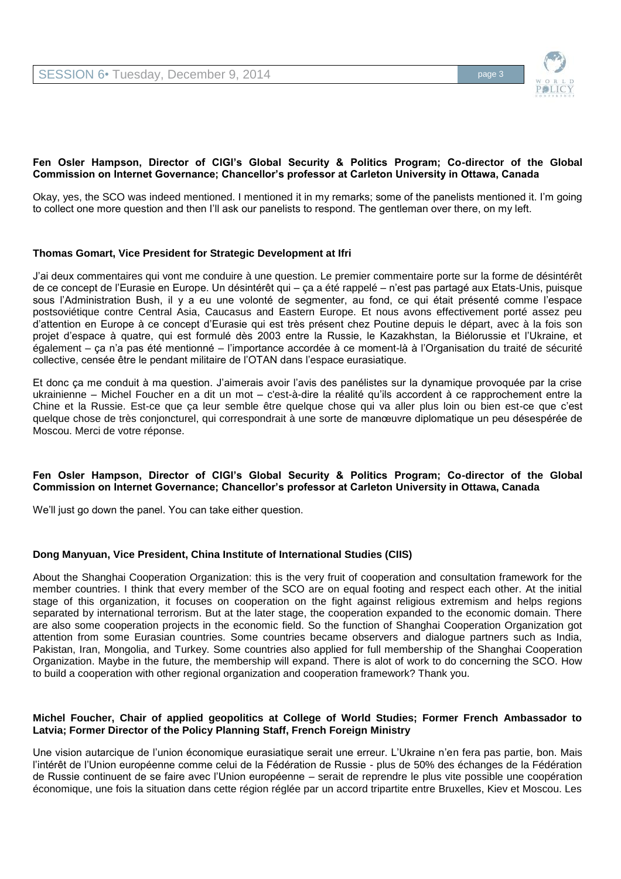**Fen Osler Hampson, Director of CIGI's Global Security & Politics Program; Co-director of the Global Commission on Internet Governance; Chancellor's professor at Carleton University in Ottawa, Canada**

Okay, yes, the SCO was indeed mentioned. I mentioned it in my remarks; some of the panelists mentioned it. I'm going to collect one more question and then I'll ask our panelists to respond. The gentleman over there, on my left.

**Thomas Gomart, Vice President for Strategic Development at Ifri**

J'ai deux commentaires qui vont me conduire à une question. Le premier commentaire porte sur la forme de désintérêt de ce concept de l'Eurasie en Europe. Un désintérêt qui – ça a été rappelé – n'est pas partagé aux Etats-Unis, puisque sous l'Administration Bush, il y a eu une volonté de segmenter, au fond, ce qui était présenté comme l'espace postsoviétique contre Central Asia, Caucasus and Eastern Europe. Et nous avons effectivement porté assez peu d'attention en Europe à ce concept d'Eurasie qui est très présent chez Poutine depuis le départ, avec à la fois son projet d'espace à quatre, qui est formulé dès 2003 entre la Russie, le Kazakhstan, la Biélorussie et l'Ukraine, et également – ça n'a pas été mentionné – l'importance accordée à ce moment-là à l'Organisation du traité de sécurité collective, censée être le pendant militaire de l'OTAN dans l'espace eurasiatique.

Et donc ça me conduit à ma question. J'aimerais avoir l'avis des panélistes sur la dynamique provoquée par la crise ukrainienne – Michel Foucher en a dit un mot – c'est-à-dire la réalité qu'ils accordent à ce rapprochement entre la Chine et la Russie. Est-ce que ça leur semble être quelque chose qui va aller plus loin ou bien est-ce que c'est quelque chose de très conjoncturel, qui correspondrait à une sorte de manœuvre diplomatique un peu désespérée de Moscou. Merci de votre réponse.

**Fen Osler Hampson, Director of CIGI's Global Security & Politics Program; Co-director of the Global Commission on Internet Governance; Chancellor's professor at Carleton University in Ottawa, Canada**

We'll just go down the panel. You can take either question.

**Dong Manyuan, Vice President, China Institute of International Studies (CIIS)**

About the Shanghai Cooperation Organization: this is the very fruit of cooperation and consultation framework for the member countries. I think that every member of the SCO are on equal footing and respect each other. At the initial stage of this organization, it focuses on cooperation on the fight against religious extremism and helps regions separated by international terrorism. But at the later stage, the cooperation expanded to the economic domain. There are also some cooperation projects in the economic field. So the function of Shanghai Cooperation Organization got attention from some Eurasian countries. Some countries became observers and dialogue partners such as India, Pakistan, Iran, Mongolia, and Turkey. Some countries also applied for full membership of the Shanghai Cooperation Organization. Maybe in the future, the membership will expand. There is alot of work to do concerning the SCO. How to build a cooperation with other regional organization and cooperation framework? Thank you.

**Michel Foucher, Chair of applied geopolitics at College of World Studies; Former French Ambassador to Latvia; Former Director of the Policy Planning Staff, French Foreign Ministry**

Une vision autarcique de l'union économique eurasiatique serait une erreur. L'Ukraine n'en fera pas partie, bon. Mais l'intérêt de l'Union européenne comme celui de la Fédération de Russie - plus de 50% des échanges de la Fédération de Russie continuent de se faire avec l'Union européenne – serait de reprendre le plus vite possible une coopération économique, une fois la situation dans cette région réglée par un accord tripartite entre Bruxelles, Kiev et Moscou. Les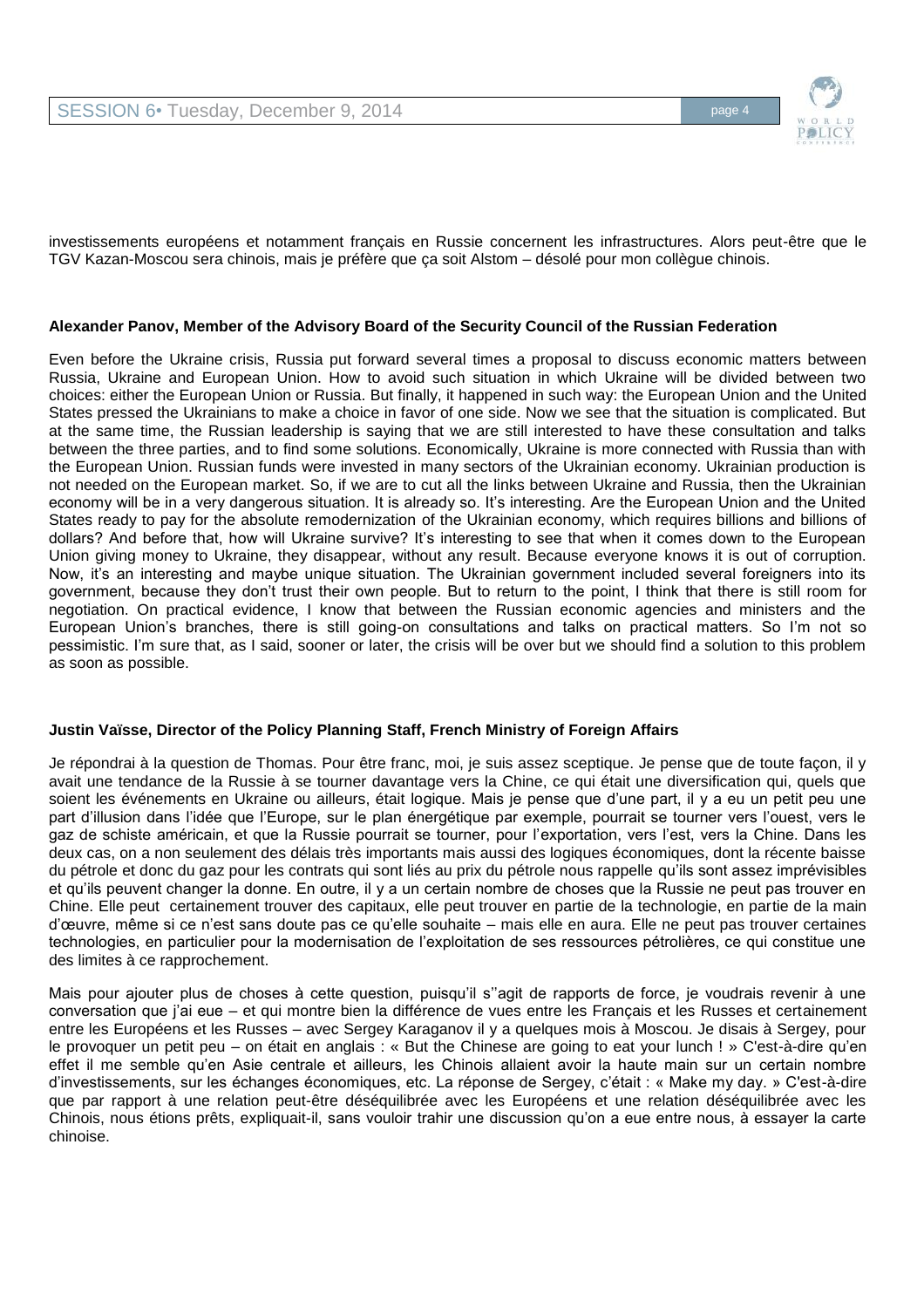investissements européens et notamment français en Russie concernent les infrastructures. Alors peut-être que le TGV Kazan-Moscou sera chinois, mais je préfère que ça soit Alstom – désolé pour mon collègue chinois.

**Alexander Panov, Member of the Advisory Board of the Security Council of the Russian Federation**

Even before the Ukraine crisis, Russia put forward several times a proposal to discuss economic matters between Russia, Ukraine and European Union. How to avoid such situation in which Ukraine will be divided between two choices: either the European Union or Russia. But finally, it happened in such way: the European Union and the United States pressed the Ukrainians to make a choice in favor of one side. Now we see that the situation is complicated. But at the same time, the Russian leadership is saying that we are still interested to have these consultation and talks between the three parties, and to find some solutions. Economically, Ukraine is more connected with Russia than with the European Union. Russian funds were invested in many sectors of the Ukrainian economy. Ukrainian production is not needed on the European market. So, if we are to cut all the links between Ukraine and Russia, then the Ukrainian economy will be in a very dangerous situation. It is already so. It's interesting. Are the European Union and the United States ready to pay for the absolute remodernization of the Ukrainian economy, which requires billions and billions of dollars? And before that, how will Ukraine survive? It's interesting to see that when it comes down to the European Union giving money to Ukraine, they disappear, without any result. Because everyone knows it is out of corruption. Now, it's an interesting and maybe unique situation. The Ukrainian government included several foreigners into its government, because they don't trust their own people. But to return to the point, I think that there is still room for negotiation. On practical evidence, I know that between the Russian economic agencies and ministers and the European Union's branches, there is still going-on consultations and talks on practical matters. So I'm not so pessimistic. I'm sure that, as I said, sooner or later, the crisis will be over but we should find a solution to this problem as soon as possible.

**Justin Vaïsse, Director of the Policy Planning Staff, French Ministry of Foreign Affairs**

Je répondrai à la question de Thomas. Pour être franc, moi, je suis assez sceptique. Je pense que de toute façon, il y avait une tendance de la Russie à se tourner davantage vers la Chine, ce qui était une diversification qui, quels que soient les événements en Ukraine ou ailleurs, était logique. Mais je pense que d'une part, il y a eu un petit peu une part d'illusion dans l'idée que l'Europe, sur le plan énergétique par exemple, pourrait se tourner vers l'ouest, vers le gaz de schiste américain, et que la Russie pourrait se tourner, pour l'exportation, vers l'est, vers la Chine. Dans les deux cas, on a non seulement des délais très importants mais aussi des logiques économiques, dont la récente baisse du pétrole et donc du gaz pour les contrats qui sont liés au prix du pétrole nous rappelle qu'ils sont assez imprévisibles et qu'ils peuvent changer la donne. En outre, il y a un certain nombre de choses que la Russie ne peut pas trouver en Chine. Elle peut certainement trouver des capitaux, elle peut trouver en partie de la technologie, en partie de la main d'œuvre, même si ce n'est sans doute pas ce qu'elle souhaite – mais elle en aura. Elle ne peut pas trouver certaines technologies, en particulier pour la modernisation de l'exploitation de ses ressources pétrolières, ce qui constitue une des limites à ce rapprochement.

Mais pour ajouter plus de choses à cette question, puisqu'il s''agit de rapports de force, je voudrais revenir à une conversation que j'ai eue – et qui montre bien la différence de vues entre les Français et les Russes et certainement entre les Européens et les Russes – avec Sergey Karaganov il y a quelques mois à Moscou. Je disais à Sergey, pour le provoquer un petit peu – on était en anglais : « But the Chinese are going to eat your lunch ! » C'est-à-dire qu'en effet il me semble qu'en Asie centrale et ailleurs, les Chinois allaient avoir la haute main sur un certain nombre d'investissements, sur les échanges économiques, etc. La réponse de Sergey, c'était : « Make my day. » C'est-à-dire que par rapport à une relation peut-être déséquilibrée avec les Européens et une relation déséquilibrée avec les Chinois, nous étions prêts, expliquait-il, sans vouloir trahir une discussion qu'on a eue entre nous, à essayer la carte chinoise.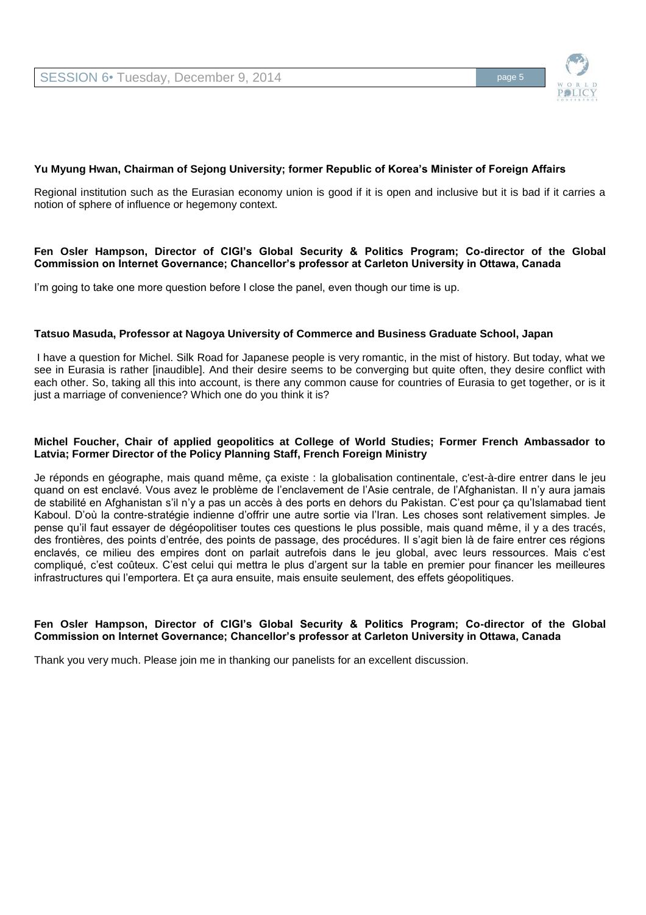**Yu Myung Hwan, Chairman of Sejong University; former Republic of Korea's Minister of Foreign Affairs**

Regional institution such as the Eurasian economy union is good if it is open and inclusive but it is bad if it carries a notion of sphere of influence or hegemony context.

**Fen Osler Hampson, Director of CIGI's Global Security & Politics Program; Co-director of the Global Commission on Internet Governance; Chancellor's professor at Carleton University in Ottawa, Canada**

I'm going to take one more question before I close the panel, even though our time is up.

**Tatsuo Masuda, Professor at Nagoya University of Commerce and Business Graduate School, Japan**

I have a question for Michel. Silk Road for Japanese people is very romantic, in the mist of history. But today, what we see in Eurasia is rather [inaudible]. And their desire seems to be converging but quite often, they desire conflict with each other. So, taking all this into account, is there any common cause for countries of Eurasia to get together, or is it just a marriage of convenience? Which one do you think it is?

**Michel Foucher, Chair of applied geopolitics at College of World Studies; Former French Ambassador to Latvia; Former Director of the Policy Planning Staff, French Foreign Ministry**

Je réponds en géographe, mais quand même, ça existe : la globalisation continentale, c'est-à-dire entrer dans le jeu quand on est enclavé. Vous avez le problème de l'enclavement de l'Asie centrale, de l'Afghanistan. Il n'y aura jamais de stabilité en Afghanistan s'il n'y a pas un accès à des ports en dehors du Pakistan. C'est pour ça qu'Islamabad tient Kaboul. D'où la contre-stratégie indienne d'offrir une autre sortie via l'Iran. Les choses sont relativement simples. Je pense qu'il faut essayer de dégéopolitiser toutes ces questions le plus possible, mais quand même, il y a des tracés, des frontières, des points d'entrée, des points de passage, des procédures. Il s'agit bien là de faire entrer ces régions enclavés, ce milieu des empires dont on parlait autrefois dans le jeu global, avec leurs ressources. Mais c'est compliqué, c'est coûteux. C'est celui qui mettra le plus d'argent sur la table en premier pour financer les meilleures infrastructures qui l'emportera. Et ça aura ensuite, mais ensuite seulement, des effets géopolitiques.

**Fen Osler Hampson, Director of CIGI's Global Security & Politics Program; Co-director of the Global Commission on Internet Governance; Chancellor's professor at Carleton University in Ottawa, Canada**

Thank you very much. Please join me in thanking our panelists for an excellent discussion.